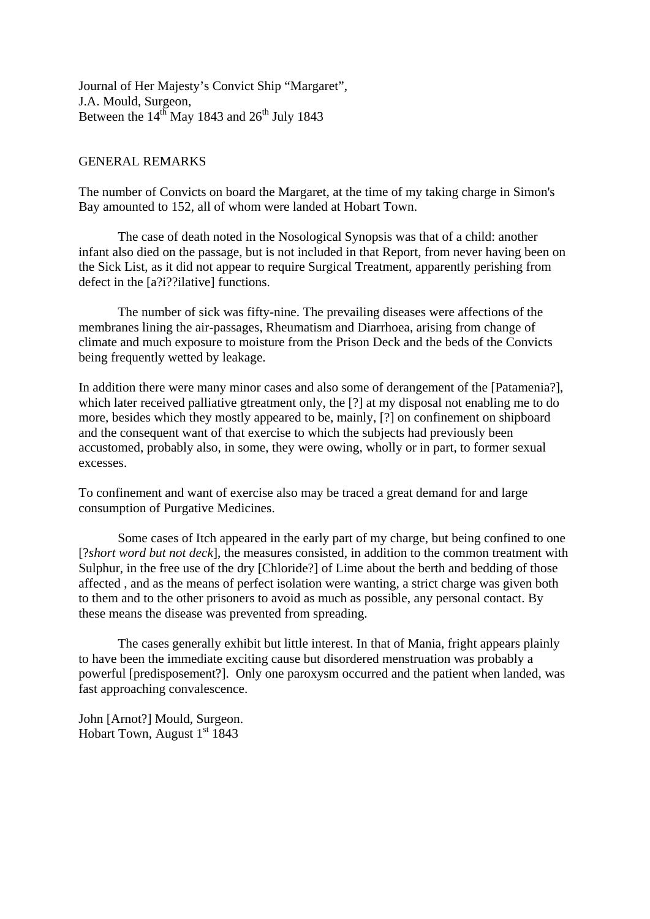Journal of Her Majesty's Convict Ship "Margaret",
J.A. Mould, Surgeon,
Between the 14th May 1843 and 26th July 1843

GENERAL REMARKS

The number of Convicts on board the Margaret, at the time of my taking charge in Simon's Bay amounted to 152, all of whom were landed at Hobart Town.

The case of death noted in the Nosological Synopsis was that of a child: another infant also died on the passage, but is not included in that Report, from never having been on the Sick List, as it did not appear to require Surgical Treatment, apparently perishing from defect in the [a?i??ilative] functions.

The number of sick was fifty-nine. The prevailing diseases were affections of the membranes lining the air-passages, Rheumatism and Diarrhoea, arising from change of climate and much exposure to moisture from the Prison Deck and the beds of the Convicts being frequently wetted by leakage.

In addition there were many minor cases and also some of derangement of the [Patamenia?], which later received palliative gtreatment only, the [?] at my disposal not enabling me to do more, besides which they mostly appeared to be, mainly, [?] on confinement on shipboard and the consequent want of that exercise to which the subjects had previously been accustomed, probably also, in some, they were owing, wholly or in part, to former sexual excesses.

To confinement and want of exercise also may be traced a great demand for and large consumption of Purgative Medicines.

Some cases of Itch appeared in the early part of my charge, but being confined to one [?*short word but not deck*], the measures consisted, in addition to the common treatment with Sulphur, in the free use of the dry [Chloride?] of Lime about the berth and bedding of those affected , and as the means of perfect isolation were wanting, a strict charge was given both to them and to the other prisoners to avoid as much as possible, any personal contact. By these means the disease was prevented from spreading.

The cases generally exhibit but little interest. In that of Mania, fright appears plainly to have been the immediate exciting cause but disordered menstruation was probably a powerful [predisposement?]. Only one paroxysm occurred and the patient when landed, was fast approaching convalescence.

John [Arnot?] Mould, Surgeon.
Hobart Town, August 1st 1843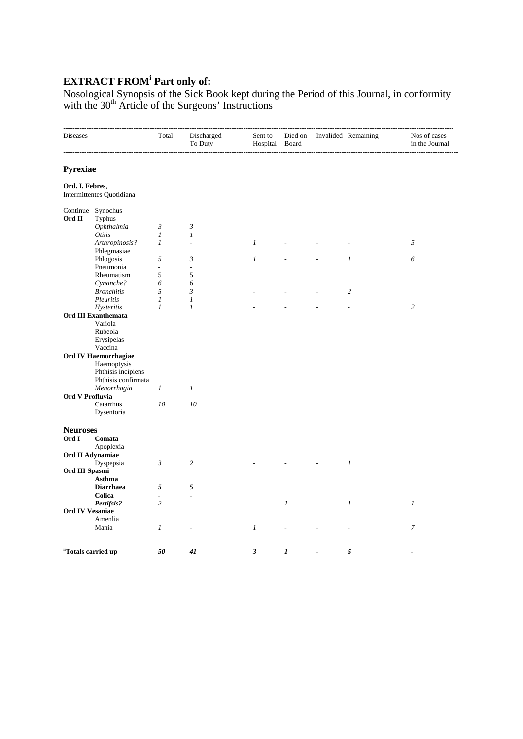# EXTRACT FROM[i] Part only of:

Nosological Synopsis of the Sick Book kept during the Period of this Journal, in conformity with the 30th Article of the Surgeons' Instructions

| Diseases | | Total | Discharged To Duty | Sent to Hospital | Died on Board | Invalided | Remaining | Nos of cases in the Journal |
|---|---|---|---|---|---|---|---|---|
| **Pyrexiae** | | | | | | | | |
| **Ord. I. Febres**, Intermittentes Quotidiana | | | | | | | | |
| Continue | Synochus | | | | | | | |
| **Ord II** | Typhus | | | | | | | |
| | *Ophthalmia* | *3* | *3* | | | | | |
| | *Otitis* | *1* | *1* | | | | | |
| | *Arthropinosis?* | *1* | - | *1* | - | - | - | *5* |
| | Phlegmasiae | | | | | | | |
| | Phlogosis | 5 | *3* | *1* | - | - | *1* | *6* |
| | Pneumonia | - | - | | | | | |
| | Rheumatism | 5 | 5 | | | | | |
| | *Cynanche?* | *6* | *6* | | | | | |
| | *Bronchitis* | *5* | *3* | - | - | - | *2* | |
| | *Pleuritis* | *1* | *1* | | | | | |
| | *Hysteritis* | *1* | *1* | - | - | - | - | *2* |
| **Ord III Exanthemata** | | | | | | | | |
| | Variola | | | | | | | |
| | Rubeola | | | | | | | |
| | Erysipelas | | | | | | | |
| | Vaccina | | | | | | | |
| **Ord IV Haemorrhagiae** | | | | | | | | |
| | Haemoptysis | | | | | | | |
| | Phthisis incipiens | | | | | | | |
| | Phthisis confirmata | | | | | | | |
| | *Menorrhagia* | *1* | *1* | | | | | |
| **Ord V Profluvia** | | | | | | | | |
| | Catarrhus | *10* | *10* | | | | | |
| | Dysentoria | | | | | | | |
| **Neuroses** | | | | | | | | |
| **Ord I** | **Comata** | | | | | | | |
| | Apoplexia | | | | | | | |
| **Ord II Adynamiae** | | | | | | | | |
| | Dyspepsia | *3* | *2* | - | - | - | *1* | |
| **Ord III Spasmi** | | | | | | | | |
| | **Asthma** | | | | | | | |
| | **Diarrhaea** | ***5*** | ***5*** | | | | | |
| | **Colica** | - | - | | | | | |
| | ***Pertifsis?*** | *2* | - | - | *1* | - | *1* | *1* |
| **Ord IV Vesaniae** | | | | | | | | |
| | Amenlia | | | | | | | |
| | Mania | *1* | - | *1* | - | - | - | *7* |
| **[ii]Totals carried up** | | ***50*** | ***41*** | ***3*** | ***1*** | - | ***5*** | - |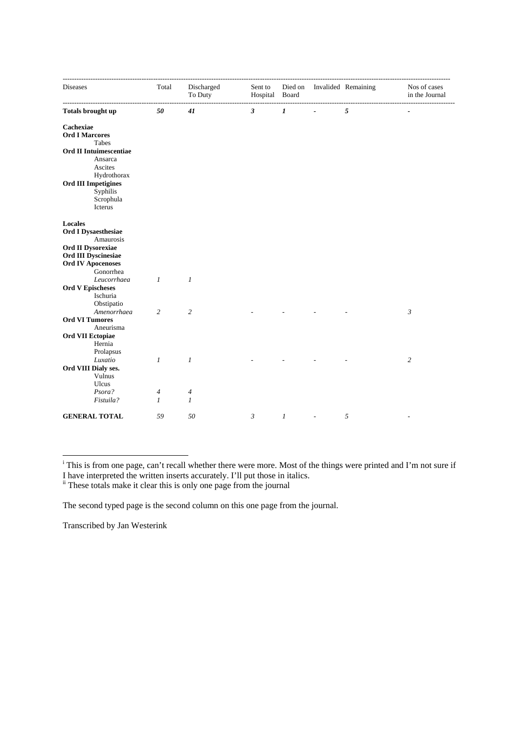| Diseases | Total | Discharged To Duty | Sent to Hospital | Died on Board | Invalided | Remaining | Nos of cases in the Journal |
|---|---|---|---|---|---|---|---|
| **Totals brought up** | ***50*** | ***41*** | ***3*** | ***1*** | - | ***5*** | - |
| **Cachexiae** | | | | | | | |
| **Ord I Marcores** | | | | | | | |
| Tabes | | | | | | | |
| **Ord II Intuimescentiae** | | | | | | | |
| Ansarca | | | | | | | |
| Ascites | | | | | | | |
| Hydrothorax | | | | | | | |
| **Ord III Impetigines** | | | | | | | |
| Syphilis | | | | | | | |
| Scrophula | | | | | | | |
| Icterus | | | | | | | |
| **Locales** | | | | | | | |
| **Ord I Dysaesthesiae** | | | | | | | |
| Amaurosis | | | | | | | |
| **Ord II Dysorexiae** | | | | | | | |
| **Ord III Dyscinesiae** | | | | | | | |
| **Ord IV Apocenoses** | | | | | | | |
| Gonorrhea | | | | | | | |
| *Leucorrhaea* | *1* | *1* | | | | | |
| **Ord V Epischeses** | | | | | | | |
| Ischuria | | | | | | | |
| Obstipatio | | | | | | | |
| *Amenorrhaea* | *2* | *2* | - | - | - | - | *3* |
| **Ord VI Tumores** | | | | | | | |
| Aneurisma | | | | | | | |
| **Ord VII Ectopiae** | | | | | | | |
| Hernia | | | | | | | |
| Prolapsus | | | | | | | |
| *Luxatio* | *1* | *1* | - | - | - | - | *2* |
| **Ord VIII Dialy ses.** | | | | | | | |
| Vulnus | | | | | | | |
| Ulcus | | | | | | | |
| *Psora?* | *4* | *4* | | | | | |
| *Fistuila?* | *1* | *1* | | | | | |
| **GENERAL TOTAL** | *59* | *50* | *3* | *1* | - | *5* | - |

[i] This is from one page, can't recall whether there were more. Most of the things were printed and I'm not sure if I have interpreted the written inserts accurately. I'll put those in italics.
[ii] These totals make it clear this is only one page from the journal

The second typed page is the second column on this one page from the journal.

Transcribed by Jan Westerink